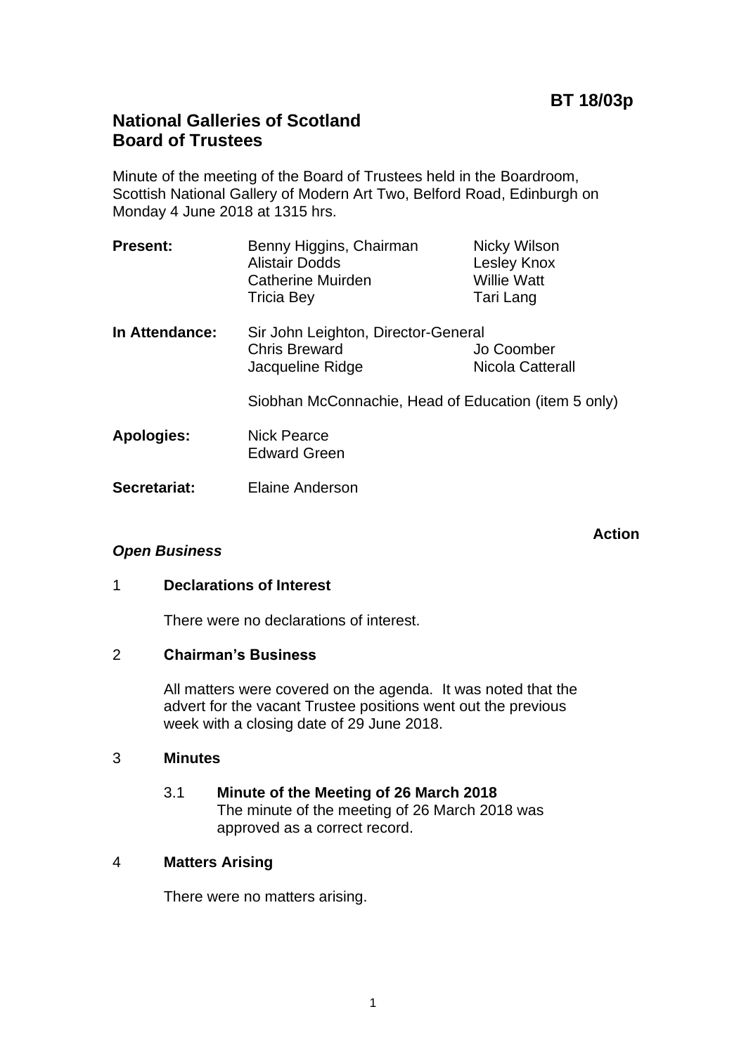**BT 18/03p**

# National Galleries of Scotland
# Board of Trustees

Minute of the meeting of the Board of Trustees held in the Boardroom, Scottish National Gallery of Modern Art Two, Belford Road, Edinburgh on Monday 4 June 2018 at 1315 hrs.

| | | |
|---|---|---|
| **Present:** | Benny Higgins, Chairman | Nicky Wilson |
| | Alistair Dodds | Lesley Knox |
| | Catherine Muirden | Willie Watt |
| | Tricia Bey | Tari Lang |
| **In Attendance:** | Sir John Leighton, Director-General | |
| | Chris Breward | Jo Coomber |
| | Jacqueline Ridge | Nicola Catterall |
| | Siobhan McConnachie, Head of Education (item 5 only) | |
| **Apologies:** | Nick Pearce | |
| | Edward Green | |
| **Secretariat:** | Elaine Anderson | |

**Action**

***Open Business***

1 **Declarations of Interest**

There were no declarations of interest.

2 **Chairman's Business**

All matters were covered on the agenda. It was noted that the advert for the vacant Trustee positions went out the previous week with a closing date of 29 June 2018.

3 **Minutes**

3.1 **Minute of the Meeting of 26 March 2018**
The minute of the meeting of 26 March 2018 was approved as a correct record.

4 **Matters Arising**

There were no matters arising.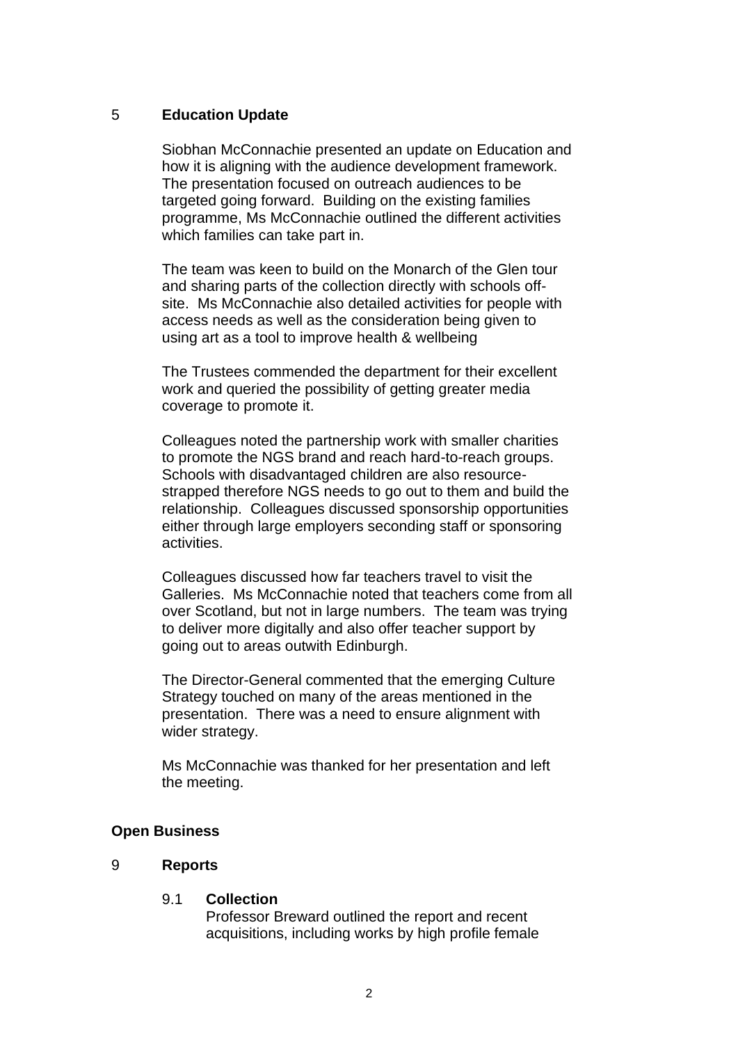## 5 Education Update

Siobhan McConnachie presented an update on Education and how it is aligning with the audience development framework. The presentation focused on outreach audiences to be targeted going forward. Building on the existing families programme, Ms McConnachie outlined the different activities which families can take part in.

The team was keen to build on the Monarch of the Glen tour and sharing parts of the collection directly with schools off-site. Ms McConnachie also detailed activities for people with access needs as well as the consideration being given to using art as a tool to improve health & wellbeing

The Trustees commended the department for their excellent work and queried the possibility of getting greater media coverage to promote it.

Colleagues noted the partnership work with smaller charities to promote the NGS brand and reach hard-to-reach groups. Schools with disadvantaged children are also resource-strapped therefore NGS needs to go out to them and build the relationship. Colleagues discussed sponsorship opportunities either through large employers seconding staff or sponsoring activities.

Colleagues discussed how far teachers travel to visit the Galleries. Ms McConnachie noted that teachers come from all over Scotland, but not in large numbers. The team was trying to deliver more digitally and also offer teacher support by going out to areas outwith Edinburgh.

The Director-General commented that the emerging Culture Strategy touched on many of the areas mentioned in the presentation. There was a need to ensure alignment with wider strategy.

Ms McConnachie was thanked for her presentation and left the meeting.

**Open Business**

## 9 Reports

### 9.1 Collection

Professor Breward outlined the report and recent acquisitions, including works by high profile female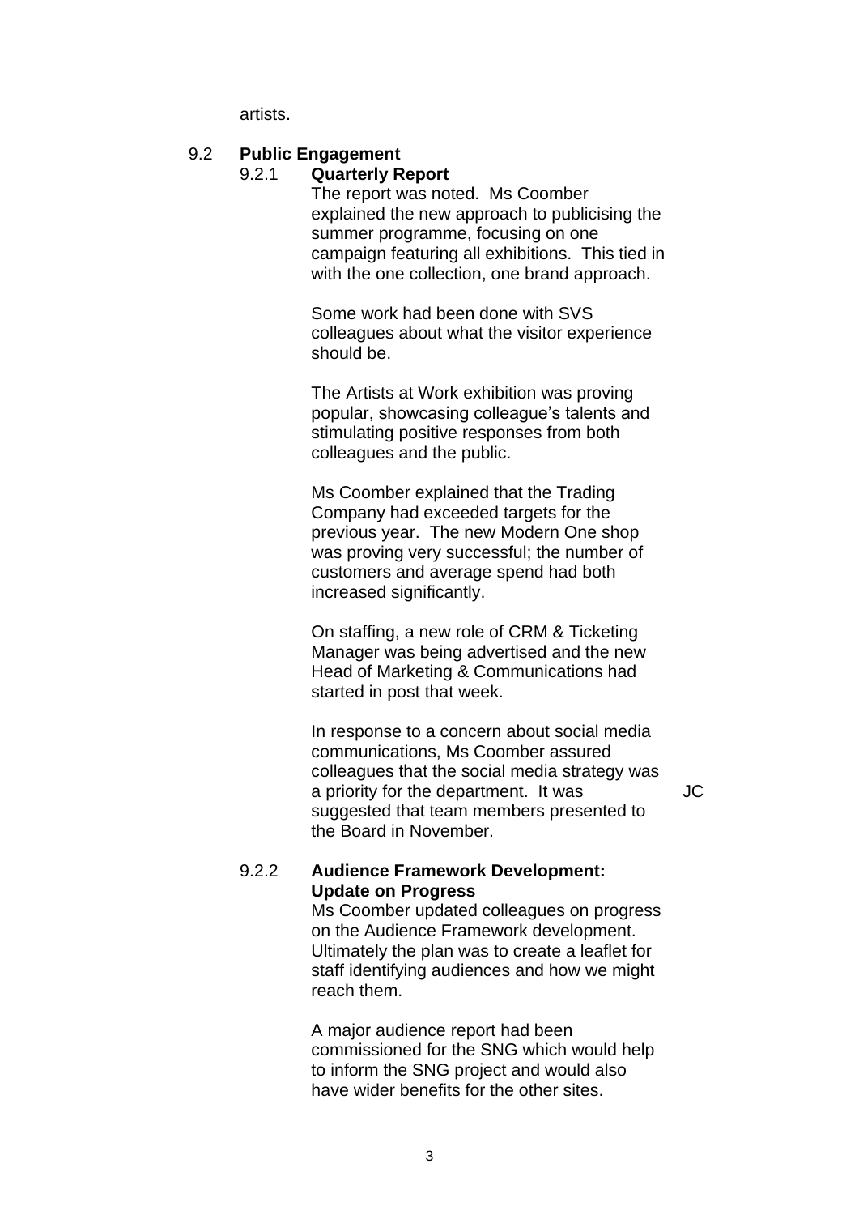artists.

9.2 **Public Engagement**

9.2.1 **Quarterly Report**

The report was noted. Ms Coomber explained the new approach to publicising the summer programme, focusing on one campaign featuring all exhibitions. This tied in with the one collection, one brand approach.

Some work had been done with SVS colleagues about what the visitor experience should be.

The Artists at Work exhibition was proving popular, showcasing colleague's talents and stimulating positive responses from both colleagues and the public.

Ms Coomber explained that the Trading Company had exceeded targets for the previous year. The new Modern One shop was proving very successful; the number of customers and average spend had both increased significantly.

On staffing, a new role of CRM & Ticketing Manager was being advertised and the new Head of Marketing & Communications had started in post that week.

In response to a concern about social media communications, Ms Coomber assured colleagues that the social media strategy was a priority for the department. It was suggested that team members presented to the Board in November. JC

9.2.2 **Audience Framework Development: Update on Progress**

Ms Coomber updated colleagues on progress on the Audience Framework development. Ultimately the plan was to create a leaflet for staff identifying audiences and how we might reach them.

A major audience report had been commissioned for the SNG which would help to inform the SNG project and would also have wider benefits for the other sites.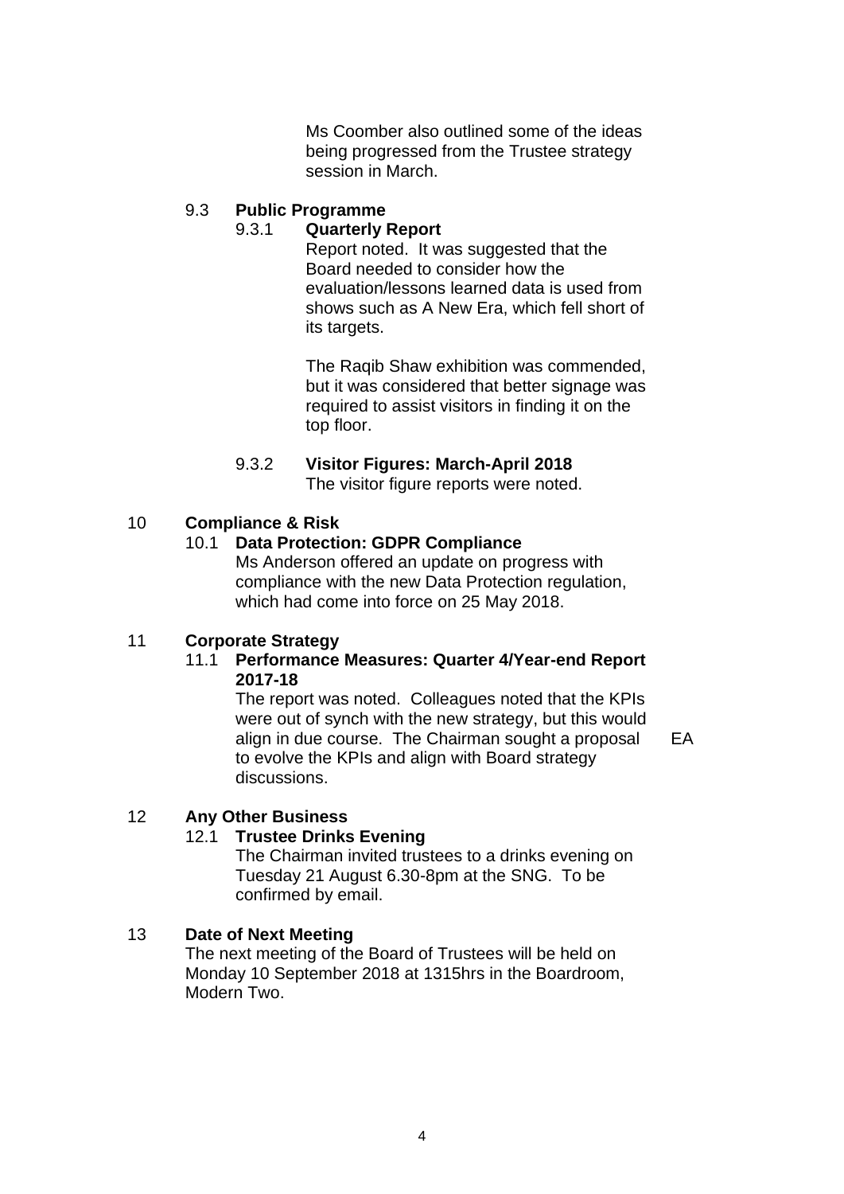Ms Coomber also outlined some of the ideas being progressed from the Trustee strategy session in March.

9.3 **Public Programme**

9.3.1 **Quarterly Report**

Report noted. It was suggested that the Board needed to consider how the evaluation/lessons learned data is used from shows such as A New Era, which fell short of its targets.

The Raqib Shaw exhibition was commended, but it was considered that better signage was required to assist visitors in finding it on the top floor.

9.3.2 **Visitor Figures: March-April 2018**

The visitor figure reports were noted.

10 **Compliance & Risk**

10.1 **Data Protection: GDPR Compliance**

Ms Anderson offered an update on progress with compliance with the new Data Protection regulation, which had come into force on 25 May 2018.

11 **Corporate Strategy**

11.1 **Performance Measures: Quarter 4/Year-end Report 2017-18**

The report was noted. Colleagues noted that the KPIs were out of synch with the new strategy, but this would align in due course. The Chairman sought a proposal to evolve the KPIs and align with Board strategy discussions. EA

12 **Any Other Business**

12.1 **Trustee Drinks Evening**

The Chairman invited trustees to a drinks evening on Tuesday 21 August 6.30-8pm at the SNG. To be confirmed by email.

13 **Date of Next Meeting**

The next meeting of the Board of Trustees will be held on Monday 10 September 2018 at 1315hrs in the Boardroom, Modern Two.